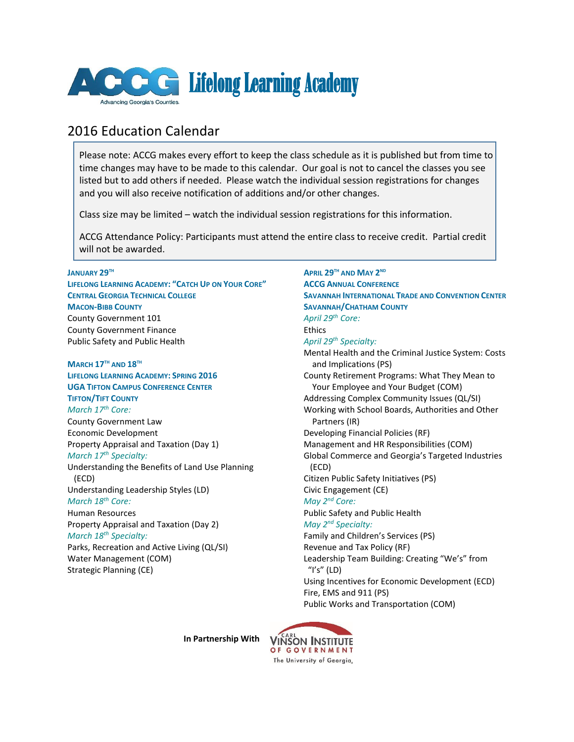# ACCG Lifelong Learning Academy

Advancing Georgia's Counties

## 2016 Education Calendar

> Please note: ACCG makes every effort to keep the class schedule as it is published but from time to time changes may have to be made to this calendar. Our goal is not to cancel the classes you see listed but to add others if needed. Please watch the individual session registrations for changes and you will also receive notification of additions and/or other changes.
>
> Class size may be limited – watch the individual session registrations for this information.
>
> ACCG Attendance Policy: Participants must attend the entire class to receive credit. Partial credit will not be awarded.

**JANUARY 29TH**
**LIFELONG LEARNING ACADEMY: "CATCH UP ON YOUR CORE"**
**CENTRAL GEORGIA TECHNICAL COLLEGE**
**MACON-BIBB COUNTY**

County Government 101
County Government Finance
Public Safety and Public Health

**MARCH 17TH AND 18TH**
**LIFELONG LEARNING ACADEMY: SPRING 2016**
**UGA TIFTON CAMPUS CONFERENCE CENTER**
**TIFTON/TIFT COUNTY**

*March 17th Core:*
County Government Law
Economic Development
Property Appraisal and Taxation (Day 1)

*March 17th Specialty:*
Understanding the Benefits of Land Use Planning (ECD)
Understanding Leadership Styles (LD)

*March 18th Core:*
Human Resources
Property Appraisal and Taxation (Day 2)

*March 18th Specialty:*
Parks, Recreation and Active Living (QL/SI)
Water Management (COM)
Strategic Planning (CE)

**APRIL 29TH AND MAY 2ND**
**ACCG ANNUAL CONFERENCE**
**SAVANNAH INTERNATIONAL TRADE AND CONVENTION CENTER**
**SAVANNAH/CHATHAM COUNTY**

*April 29th Core:*
Ethics

*April 29th Specialty:*
Mental Health and the Criminal Justice System: Costs and Implications (PS)
County Retirement Programs: What They Mean to Your Employee and Your Budget (COM)
Addressing Complex Community Issues (QL/SI)
Working with School Boards, Authorities and Other Partners (IR)
Developing Financial Policies (RF)
Management and HR Responsibilities (COM)
Global Commerce and Georgia's Targeted Industries (ECD)
Citizen Public Safety Initiatives (PS)
Civic Engagement (CE)

*May 2nd Core:*
Public Safety and Public Health

*May 2nd Specialty:*
Family and Children's Services (PS)
Revenue and Tax Policy (RF)
Leadership Team Building: Creating "We's" from "I's" (LD)
Using Incentives for Economic Development (ECD)
Fire, EMS and 911 (PS)
Public Works and Transportation (COM)

**In Partnership With** Carl Vinson Institute of Government, The University of Georgia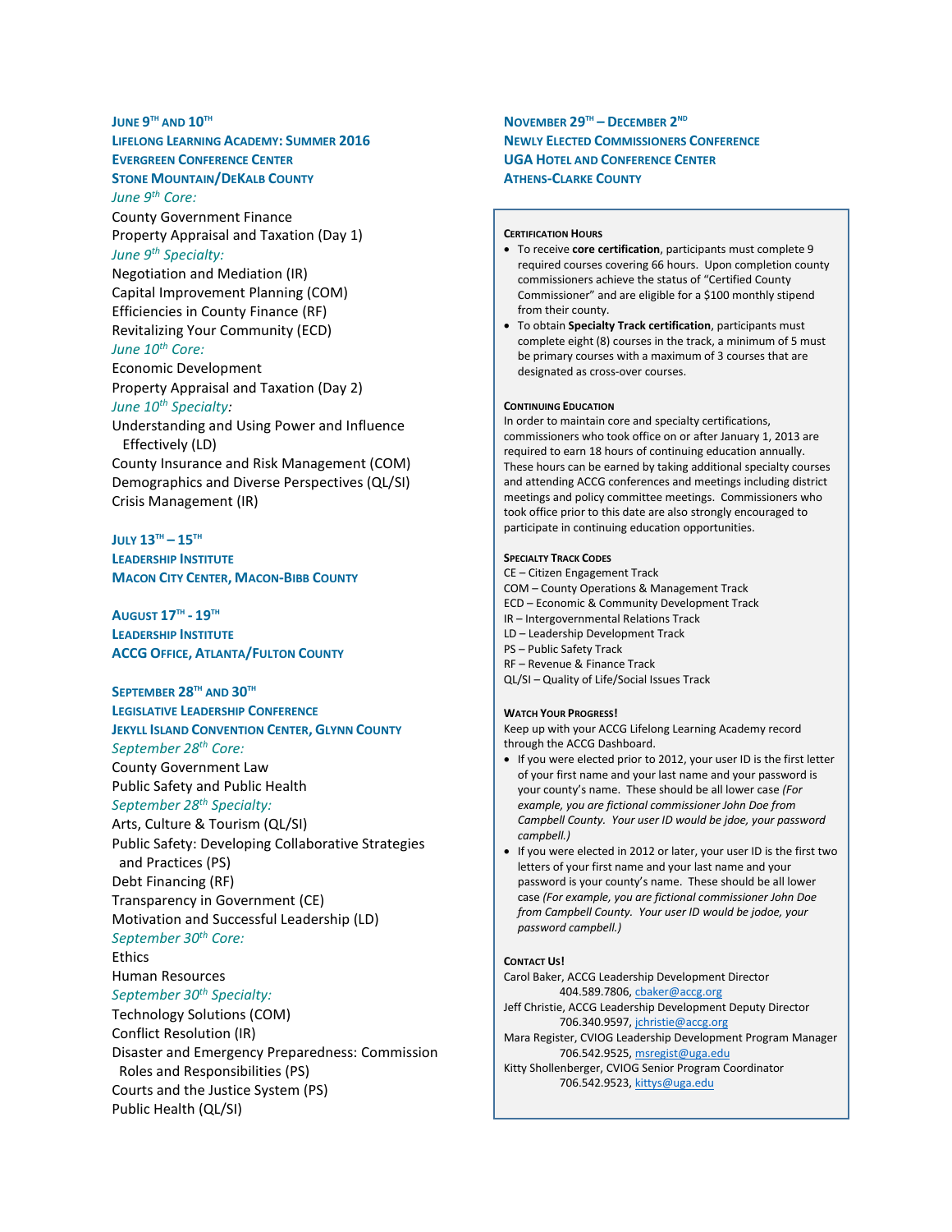### June 9th and 10th
### Lifelong Learning Academy: Summer 2016
### Evergreen Conference Center
### Stone Mountain/DeKalb County

*June 9th Core:*

County Government Finance
Property Appraisal and Taxation (Day 1)

*June 9th Specialty:*

Negotiation and Mediation (IR)
Capital Improvement Planning (COM)
Efficiencies in County Finance (RF)
Revitalizing Your Community (ECD)

*June 10th Core:*

Economic Development
Property Appraisal and Taxation (Day 2)

*June 10th Specialty:*

Understanding and Using Power and Influence Effectively (LD)
County Insurance and Risk Management (COM)
Demographics and Diverse Perspectives (QL/SI)
Crisis Management (IR)

### July 13th – 15th
### Leadership Institute
### Macon City Center, Macon-Bibb County

### August 17th - 19th
### Leadership Institute
### ACCG Office, Atlanta/Fulton County

### September 28th and 30th
### Legislative Leadership Conference
### Jekyll Island Convention Center, Glynn County

*September 28th Core:*

County Government Law
Public Safety and Public Health

*September 28th Specialty:*

Arts, Culture & Tourism (QL/SI)
Public Safety: Developing Collaborative Strategies and Practices (PS)
Debt Financing (RF)
Transparency in Government (CE)
Motivation and Successful Leadership (LD)

*September 30th Core:*

Ethics
Human Resources

*September 30th Specialty:*

Technology Solutions (COM)
Conflict Resolution (IR)
Disaster and Emergency Preparedness: Commission Roles and Responsibilities (PS)
Courts and the Justice System (PS)
Public Health (QL/SI)

### November 29th – December 2nd
### Newly Elected Commissioners Conference
### UGA Hotel and Conference Center
### Athens-Clarke County

#### Certification Hours

- To receive **core certification**, participants must complete 9 required courses covering 66 hours. Upon completion county commissioners achieve the status of "Certified County Commissioner" and are eligible for a $100 monthly stipend from their county.
- To obtain **Specialty Track certification**, participants must complete eight (8) courses in the track, a minimum of 5 must be primary courses with a maximum of 3 courses that are designated as cross-over courses.

#### Continuing Education

In order to maintain core and specialty certifications, commissioners who took office on or after January 1, 2013 are required to earn 18 hours of continuing education annually. These hours can be earned by taking additional specialty courses and attending ACCG conferences and meetings including district meetings and policy committee meetings. Commissioners who took office prior to this date are also strongly encouraged to participate in continuing education opportunities.

#### Specialty Track Codes

CE – Citizen Engagement Track
COM – County Operations & Management Track
ECD – Economic & Community Development Track
IR – Intergovernmental Relations Track
LD – Leadership Development Track
PS – Public Safety Track
RF – Revenue & Finance Track
QL/SI – Quality of Life/Social Issues Track

#### Watch Your Progress!

Keep up with your ACCG Lifelong Learning Academy record through the ACCG Dashboard.

- If you were elected prior to 2012, your user ID is the first letter of your first name and your last name and your password is your county's name. These should be all lower case *(For example, you are fictional commissioner John Doe from Campbell County. Your user ID would be jdoe, your password campbell.)*
- If you were elected in 2012 or later, your user ID is the first two letters of your first name and your last name and your password is your county's name. These should be all lower case *(For example, you are fictional commissioner John Doe from Campbell County. Your user ID would be jodoe, your password campbell.)*

#### Contact Us!

Carol Baker, ACCG Leadership Development Director
404.589.7806, cbaker@accg.org
Jeff Christie, ACCG Leadership Development Deputy Director
706.340.9597, jchristie@accg.org
Mara Register, CVIOG Leadership Development Program Manager
706.542.9525, msregist@uga.edu
Kitty Shollenberger, CVIOG Senior Program Coordinator
706.542.9523, kittys@uga.edu